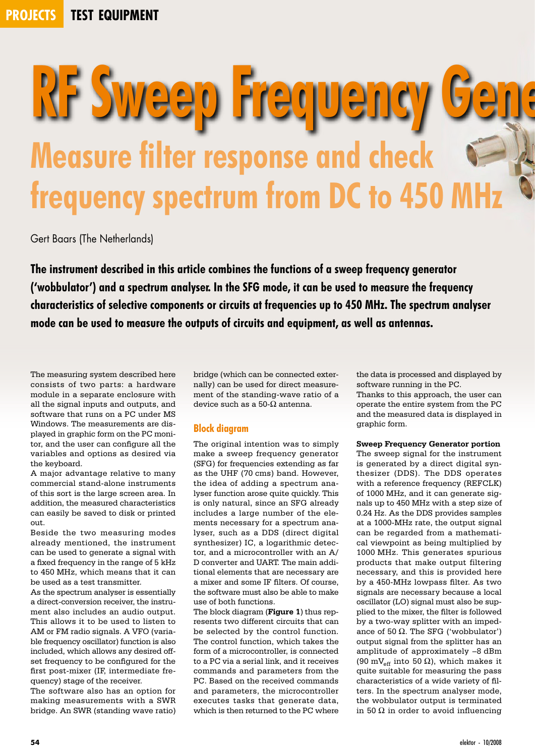# RF Sweep Frequency Gene

## Measure filter response and check frequency spectrum from DC to 450 MHz

Gert Baars (The Netherlands)

**The instrument described in this article combines the functions of a sweep frequency generator ('wobbulator') and a spectrum analyser. In the SFG mode, it can be used to measure the frequency characteristics of selective components or circuits at frequencies up to 450 MHz. The spectrum analyser mode can be used to measure the outputs of circuits and equipment, as well as antennas.**

The measuring system described here consists of two parts: a hardware module in a separate enclosure with all the signal inputs and outputs, and software that runs on a PC under MS Windows. The measurements are displayed in graphic form on the PC monitor, and the user can configure all the variables and options as desired via the keyboard.

A major advantage relative to many commercial stand-alone instruments of this sort is the large screen area. In addition, the measured characteristics can easily be saved to disk or printed out.

Beside the two measuring modes already mentioned, the instrument can be used to generate a signal with a fixed frequency in the range of 5 kHz to 450 MHz, which means that it can be used as a test transmitter.

As the spectrum analyser is essentially a direct-conversion receiver, the instrument also includes an audio output. This allows it to be used to listen to AM or FM radio signals. A VFO (variable frequency oscillator) function is also included, which allows any desired offset frequency to be configured for the first post-mixer (IF, intermediate frequency) stage of the receiver.

The software also has an option for making measurements with a SWR bridge. An SWR (standing wave ratio) bridge (which can be connected externally) can be used for direct measurement of the standing-wave ratio of a device such as a 50-Ω antenna.

### Block diagram

The original intention was to simply make a sweep frequency generator (SFG) for frequencies extending as far as the UHF (70 cms) band. However, the idea of adding a spectrum analyser function arose quite quickly. This is only natural, since an SFG already includes a large number of the elements necessary for a spectrum analyser, such as a DDS (direct digital synthesizer) IC, a logarithmic detector, and a microcontroller with an A/D converter and UART. The main additional elements that are necessary are a mixer and some IF filters. Of course, the software must also be able to make use of both functions.

The block diagram (**Figure 1**) thus represents two different circuits that can be selected by the control function. The control function, which takes the form of a microcontroller, is connected to a PC via a serial link, and it receives commands and parameters from the PC. Based on the received commands and parameters, the microcontroller executes tasks that generate data, which is then returned to the PC where the data is processed and displayed by software running in the PC.

Thanks to this approach, the user can operate the entire system from the PC and the measured data is displayed in graphic form.

**Sweep Frequency Generator portion**

The sweep signal for the instrument is generated by a direct digital synthesizer (DDS). The DDS operates with a reference frequency (REFCLK) of 1000 MHz, and it can generate signals up to 450 MHz with a step size of 0.24 Hz. As the DDS provides samples at a 1000-MHz rate, the output signal can be regarded from a mathematical viewpoint as being multiplied by 1000 MHz. This generates spurious products that make output filtering necessary, and this is provided here by a 450-MHz lowpass filter. As two signals are necessary because a local oscillator (LO) signal must also be supplied to the mixer, the filter is followed by a two-way splitter with an impedance of 50 Ω. The SFG ('wobbulator') output signal from the splitter has an amplitude of approximately –8 dBm (90 $mV_{eff}$ into 50 Ω), which makes it quite suitable for measuring the pass characteristics of a wide variety of filters. In the spectrum analyser mode, the wobbulator output is terminated in 50 Ω in order to avoid influencing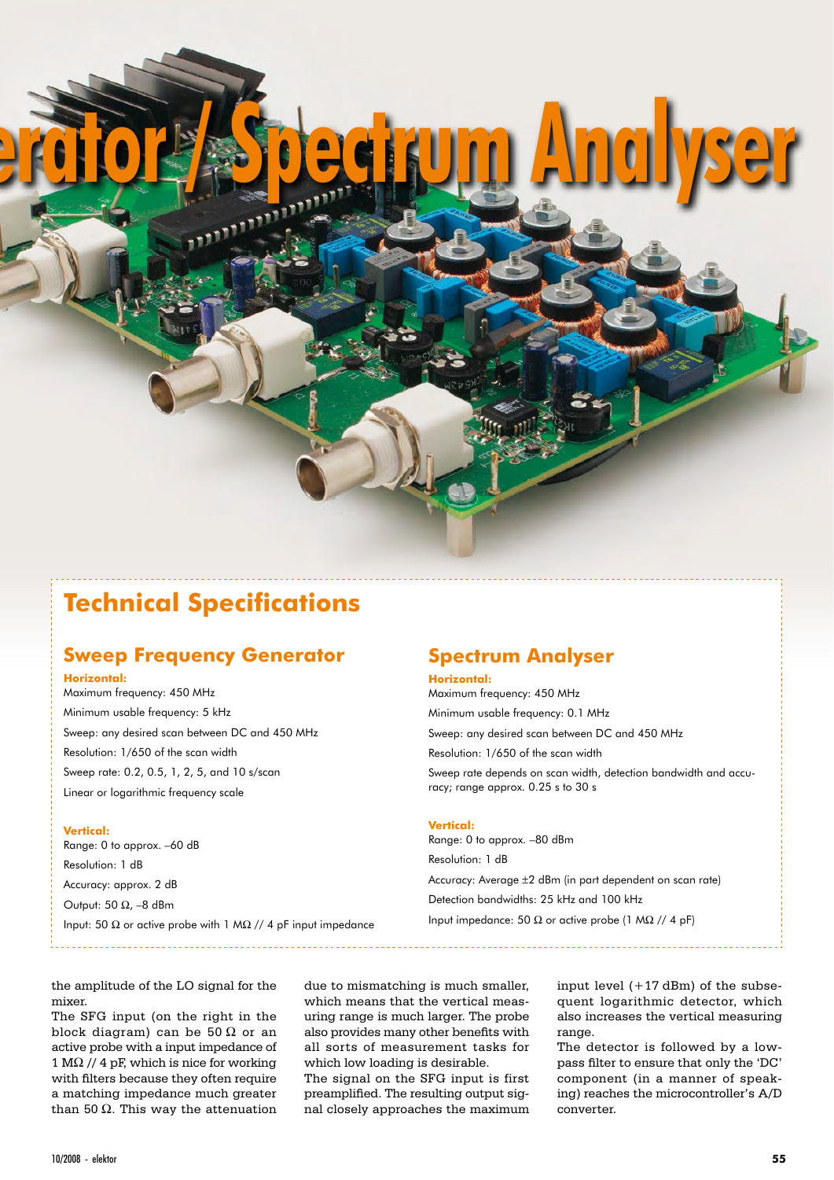# erator / Spectrum Analyser

## Technical Specifications

### Sweep Frequency Generator

**Horizontal:**

Maximum frequency: 450 MHz

Minimum usable frequency: 5 kHz

Sweep: any desired scan between DC and 450 MHz

Resolution: 1/650 of the scan width

Sweep rate: 0.2, 0.5, 1, 2, 5, and 10 s/scan

Linear or logarithmic frequency scale

**Vertical:**

Range: 0 to approx. –60 dB

Resolution: 1 dB

Accuracy: approx. 2 dB

Output: 50 Ω, –8 dBm

Input: 50 Ω or active probe with 1 MΩ // 4 pF input impedance

### Spectrum Analyser

**Horizontal:**

Maximum frequency: 450 MHz

Minimum usable frequency: 0.1 MHz

Sweep: any desired scan between DC and 450 MHz

Resolution: 1/650 of the scan width

Sweep rate depends on scan width, detection bandwidth and accuracy; range approx. 0.25 s to 30 s

**Vertical:**

Range: 0 to approx. –80 dBm

Resolution: 1 dB

Accuracy: Average ±2 dBm (in part dependent on scan rate)

Detection bandwidths: 25 kHz and 100 kHz

Input impedance: 50 Ω or active probe (1 MΩ // 4 pF)

the amplitude of the LO signal for the mixer.

The SFG input (on the right in the block diagram) can be 50 Ω or an active probe with a input impedance of 1 MΩ // 4 pF, which is nice for working with filters because they often require a matching impedance much greater than 50 Ω. This way the attenuation due to mismatching is much smaller, which means that the vertical measuring range is much larger. The probe also provides many other benefits with all sorts of measurement tasks for which low loading is desirable.

The signal on the SFG input is first preamplified. The resulting output signal closely approaches the maximum input level (+17 dBm) of the subsequent logarithmic detector, which also increases the vertical measuring range.

The detector is followed by a lowpass filter to ensure that only the 'DC' component (in a manner of speaking) reaches the microcontroller's A/D converter.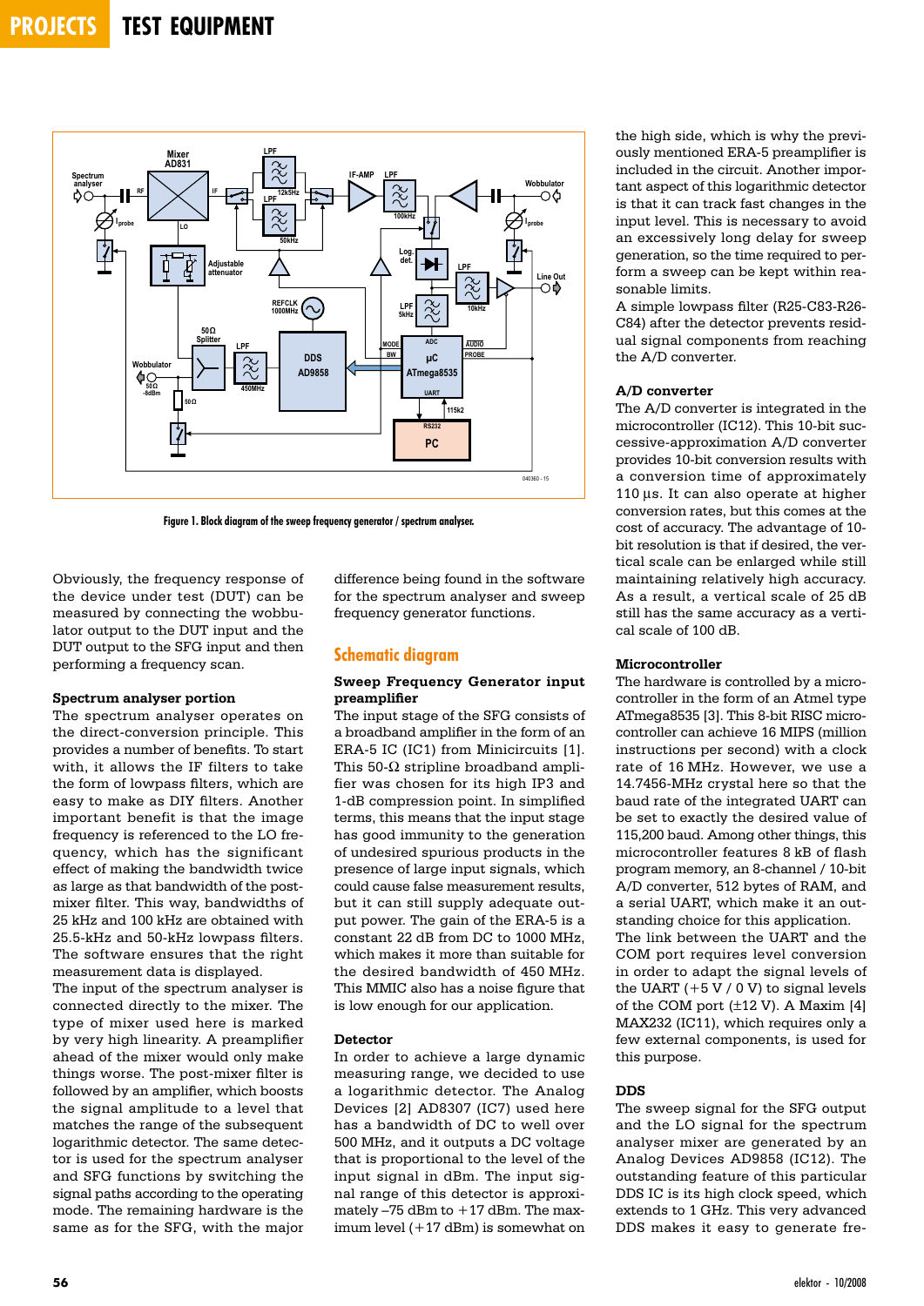Figure 1. Block diagram of the sweep frequency generator / spectrum analyser.

Obviously, the frequency response of the device under test (DUT) can be measured by connecting the wobbulator output to the DUT input and the DUT output to the SFG input and then performing a frequency scan.

### Spectrum analyser portion

The spectrum analyser operates on the direct-conversion principle. This provides a number of benefits. To start with, it allows the IF filters to take the form of lowpass filters, which are easy to make as DIY filters. Another important benefit is that the image frequency is referenced to the LO frequency, which has the significant effect of making the bandwidth twice as large as that of the post-mixer filter. This way, bandwidths of 25 kHz and 100 kHz are obtained with 25.5-kHz and 50-kHz lowpass filters. The software ensures that the right measurement data is displayed.

The input of the spectrum analyser is connected directly to the mixer. The type of mixer used here is marked by very high linearity. A preamplifier ahead of the mixer would only make things worse. The post-mixer filter is followed by an amplifier, which boosts the signal amplitude to a level that matches the range of the subsequent logarithmic detector. The same detector is used for the spectrum analyser and SFG functions by switching the signal paths according to the operating mode. The remaining hardware is the same as for the SFG, with the major difference being found in the software for the spectrum analyser and sweep frequency generator functions.

## Schematic diagram

### Sweep Frequency Generator input preamplifier

The input stage of the SFG consists of a broadband amplifier in the form of an ERA-5 IC (IC1) from Minicircuits [1]. This 50-Ω stripline broadband amplifier was chosen for its high IP3 and 1-dB compression point. In simplified terms, this means that the input stage has good immunity to the generation of undesired spurious products in the presence of large input signals, which could cause false measurement results, but it can still supply adequate output power. The gain of the ERA-5 is a constant 22 dB from DC to 1000 MHz, which makes it more than suitable for the desired bandwidth of 450 MHz. This MMIC also has a noise figure that is low enough for our application.

### Detector

In order to achieve a large dynamic measuring range, we decided to use a logarithmic detector. The Analog Devices [2] AD8307 (IC7) used here has a bandwidth of DC to well over 500 MHz, and it outputs a DC voltage that is proportional to the level of the input signal in dBm. The input signal range of this detector is approximately –75 dBm to +17 dBm. The maximum level (+17 dBm) is somewhat on the high side, which is why the previously mentioned ERA-5 preamplifier is included in the circuit. Another important aspect of this logarithmic detector is that it can track fast changes in the input level. This is necessary to avoid an excessively long delay for sweep generation, so the time required to perform a sweep can be kept within reasonable limits.

A simple lowpass filter (R25-C83-R26-C84) after the detector prevents residual signal components from reaching the A/D converter.

### A/D converter

The A/D converter is integrated in the microcontroller (IC12). This 10-bit successive-approximation A/D converter provides 10-bit conversion results with a conversion time of approximately 110 µs. It can also operate at higher conversion rates, but this comes at the cost of accuracy. The advantage of 10-bit resolution is that if desired, the vertical scale can be enlarged while still maintaining relatively high accuracy. As a result, a vertical scale of 25 dB still has the same accuracy as a vertical scale of 100 dB.

### Microcontroller

The hardware is controlled by a microcontroller in the form of an Atmel type ATmega8535 [3]. This 8-bit RISC microcontroller can achieve 16 MIPS (million instructions per second) with a clock rate of 16 MHz. However, we use a 14.7456-MHz crystal here so that the baud rate of the integrated UART can be set to exactly the desired value of 115,200 baud. Among other things, this microcontroller features 8 kB of flash program memory, an 8-channel / 10-bit A/D converter, 512 bytes of RAM, and a serial UART, which make it an outstanding choice for this application.

The link between the UART and the COM port requires level conversion in order to adapt the signal levels of the UART (+5 V / 0 V) to signal levels of the COM port (±12 V). A Maxim [4] MAX232 (IC11), which requires only a few external components, is used for this purpose.

### DDS

The sweep signal for the SFG output and the LO signal for the spectrum analyser mixer are generated by an Analog Devices AD9858 (IC12). The outstanding feature of this particular DDS IC is its high clock speed, which extends to 1 GHz. This very advanced DDS makes it easy to generate fre-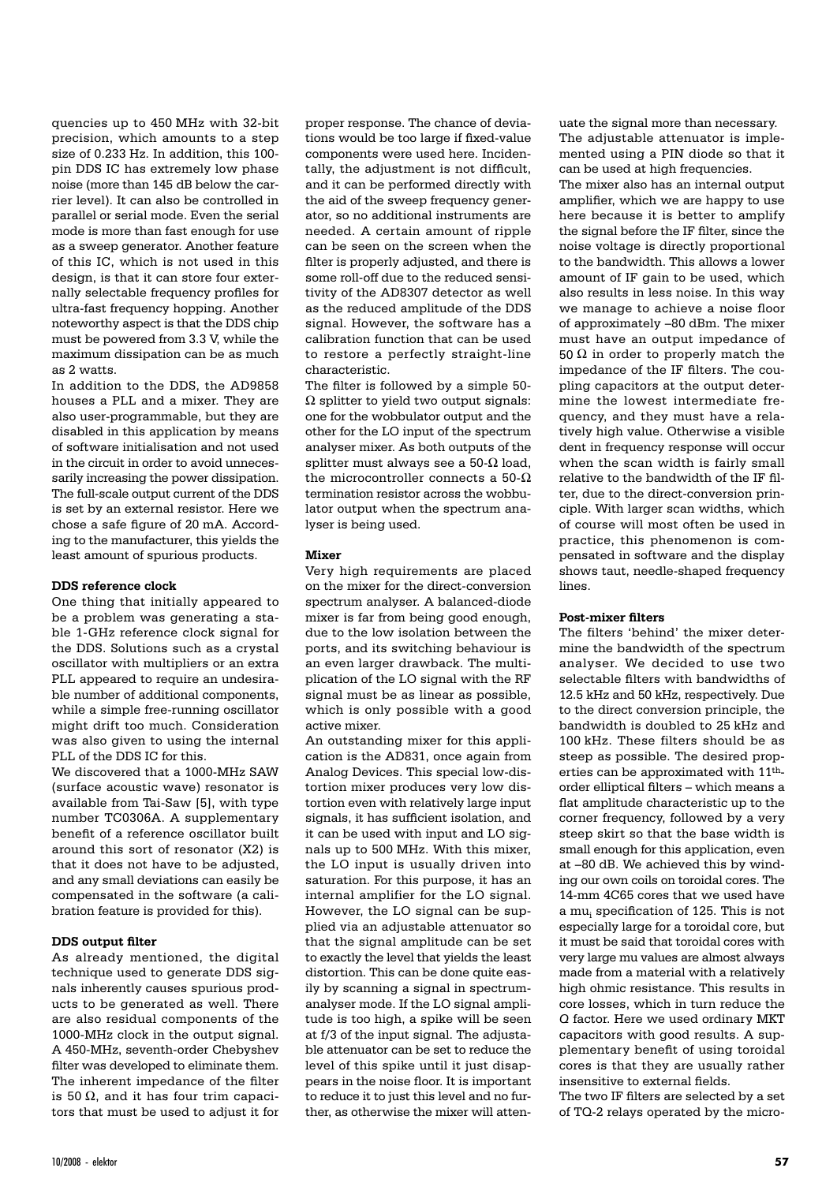quencies up to 450 MHz with 32-bit precision, which amounts to a step size of 0.233 Hz. In addition, this 100-pin DDS IC has extremely low phase noise (more than 145 dB below the carrier level). It can also be controlled in parallel or serial mode. Even the serial mode is more than fast enough for use as a sweep generator. Another feature of this IC, which is not used in this design, is that it can store four externally selectable frequency profiles for ultra-fast frequency hopping. Another noteworthy aspect is that the DDS chip must be powered from 3.3 V, while the maximum dissipation can be as much as 2 watts.

In addition to the DDS, the AD9858 houses a PLL and a mixer. They are also user-programmable, but they are disabled in this application by means of software initialisation and not used in the circuit in order to avoid unnecessarily increasing the power dissipation. The full-scale output current of the DDS is set by an external resistor. Here we chose a safe figure of 20 mA. According to the manufacturer, this yields the least amount of spurious products.

**DDS reference clock**

One thing that initially appeared to be a problem was generating a stable 1-GHz reference clock signal for the DDS. Solutions such as a crystal oscillator with multipliers or an extra PLL appeared to require an undesirable number of additional components, while a simple free-running oscillator might drift too much. Consideration was also given to using the internal PLL of the DDS IC for this.

We discovered that a 1000-MHz SAW (surface acoustic wave) resonator is available from Tai-Saw [5], with type number TC0306A. A supplementary benefit of a reference oscillator built around this sort of resonator (X2) is that it does not have to be adjusted, and any small deviations can easily be compensated in the software (a calibration feature is provided for this).

**DDS output filter**

As already mentioned, the digital technique used to generate DDS signals inherently causes spurious products to be generated as well. There are also residual components of the 1000-MHz clock in the output signal. A 450-MHz, seventh-order Chebyshev filter was developed to eliminate them. The inherent impedance of the filter is 50 Ω, and it has four trim capacitors that must be used to adjust it for proper response. The chance of deviations would be too large if fixed-value components were used here. Incidentally, the adjustment is not difficult, and it can be performed directly with the aid of the sweep frequency generator, so no additional instruments are needed. A certain amount of ripple can be seen on the screen when the filter is properly adjusted, and there is some roll-off due to the reduced sensitivity of the AD8307 detector as well as the reduced amplitude of the DDS signal. However, the software has a calibration function that can be used to restore a perfectly straight-line characteristic.

The filter is followed by a simple 50-Ω splitter to yield two output signals: one for the wobbulator output and the other for the LO input of the spectrum analyser mixer. As both outputs of the splitter must always see a 50-Ω load, the microcontroller connects a 50-Ω termination resistor across the wobbulator output when the spectrum analyser is being used.

**Mixer**

Very high requirements are placed on the mixer for the direct-conversion spectrum analyser. A balanced-diode mixer is far from being good enough, due to the low isolation between the ports, and its switching behaviour is an even larger drawback. The multiplication of the LO signal with the RF signal must be as linear as possible, which is only possible with a good active mixer.

An outstanding mixer for this application is the AD831, once again from Analog Devices. This special low-distortion mixer produces very low distortion even with relatively large input signals, it has sufficient isolation, and it can be used with input and LO signals up to 500 MHz. With this mixer, the LO input is usually driven into saturation. For this purpose, it has an internal amplifier for the LO signal. However, the LO signal can be supplied via an adjustable attenuator so that the signal amplitude can be set to exactly the level that yields the least distortion. This can be done quite easily by scanning a signal in spectrum-analyser mode. If the LO signal amplitude is too high, a spike will be seen at f/3 of the input signal. The adjustable attenuator can be set to reduce the level of this spike until it just disappears in the noise floor. It is important to reduce it to just this level and no further, as otherwise the mixer will attenuate the signal more than necessary.

The adjustable attenuator is implemented using a PIN diode so that it can be used at high frequencies.

The mixer also has an internal output amplifier, which we are happy to use here because it is better to amplify the signal before the IF filter, since the noise voltage is directly proportional to the bandwidth. This allows a lower amount of IF gain to be used, which also results in less noise. In this way we manage to achieve a noise floor of approximately –80 dBm. The mixer must have an output impedance of 50 Ω in order to properly match the impedance of the IF filters. The coupling capacitors at the output determine the lowest intermediate frequency, and they must have a relatively high value. Otherwise a visible dent in frequency response will occur when the scan width is fairly small relative to the bandwidth of the IF filter, due to the direct-conversion principle. With larger scan widths, which of course will most often be used in practice, this phenomenon is compensated in software and the display shows taut, needle-shaped frequency lines.

**Post-mixer filters**

The filters 'behind' the mixer determine the bandwidth of the spectrum analyser. We decided to use two selectable filters with bandwidths of 12.5 kHz and 50 kHz, respectively. Due to the direct conversion principle, the bandwidth is doubled to 25 kHz and 100 kHz. These filters should be as steep as possible. The desired properties can be approximated with 11th-order elliptical filters – which means a flat amplitude characteristic up to the corner frequency, followed by a very steep skirt so that the base width is small enough for this application, even at –80 dB. We achieved this by winding our own coils on toroidal cores. The 14-mm 4C65 cores that we used have a $mu_i$ specification of 125. This is not especially large for a toroidal core, but it must be said that toroidal cores with very large mu values are almost always made from a material with a relatively high ohmic resistance. This results in core losses, which in turn reduce the *Q* factor. Here we used ordinary MKT capacitors with good results. A supplementary benefit of using toroidal cores is that they are usually rather insensitive to external fields.

The two IF filters are selected by a set of TQ-2 relays operated by the micro-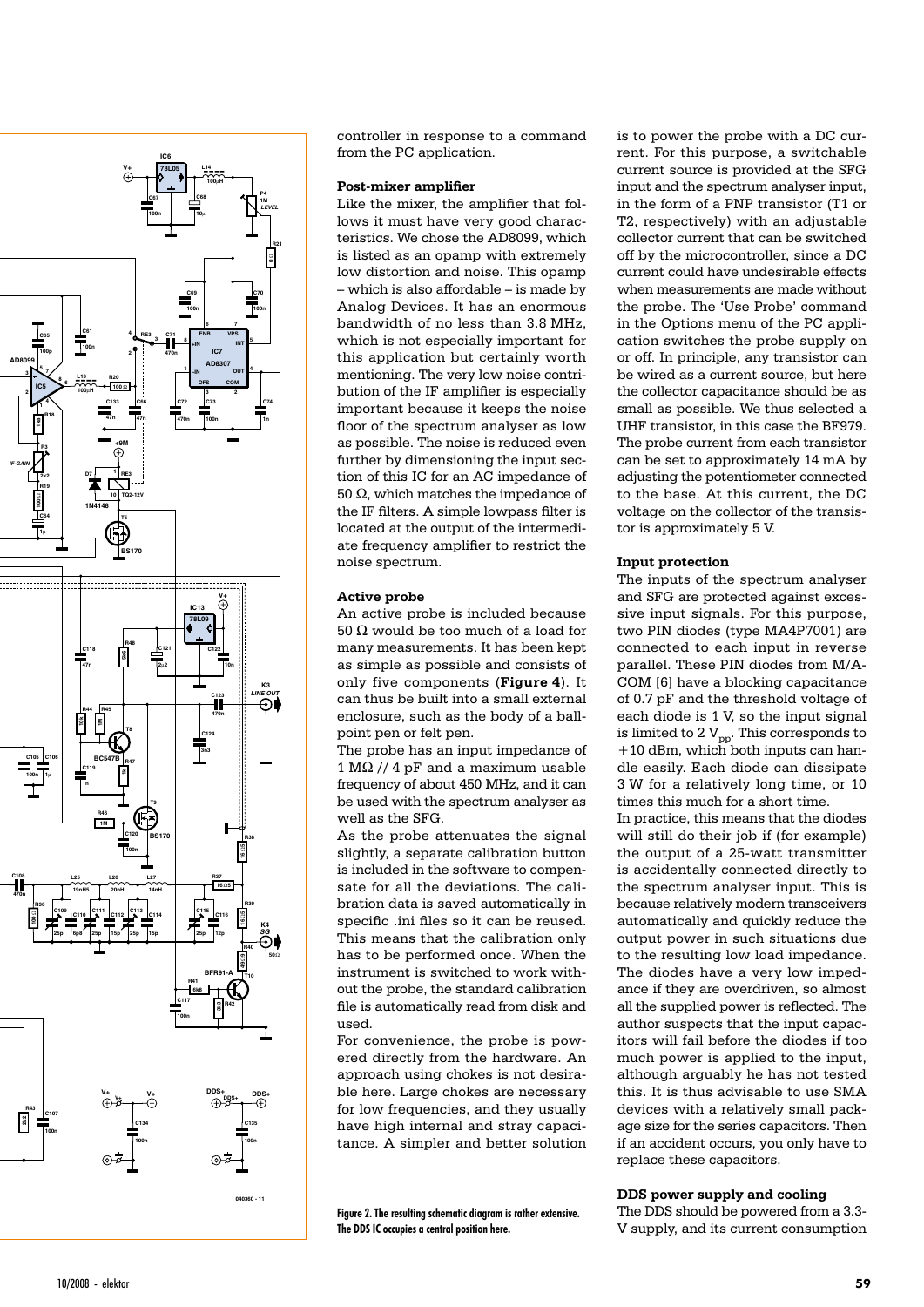controller in response to a command from the PC application.

### Post-mixer amplifier

Like the mixer, the amplifier that follows it must have very good characteristics. We chose the AD8099, which is listed as an opamp with extremely low distortion and noise. This opamp – which is also affordable – is made by Analog Devices. It has an enormous bandwidth of no less than 3.8 MHz, which is not especially important for this application but certainly worth mentioning. The very low noise contribution of the IF amplifier is especially important because it keeps the noise floor of the spectrum analyser as low as possible. The noise is reduced even further by dimensioning the input section of this IC for an AC impedance of 50 Ω, which matches the impedance of the IF filters. A simple lowpass filter is located at the output of the intermediate frequency amplifier to restrict the noise spectrum.

### Active probe

An active probe is included because 50 Ω would be too much of a load for many measurements. It has been kept as simple as possible and consists of only five components (**Figure 4**). It can thus be built into a small external enclosure, such as the body of a ballpoint pen or felt pen.

The probe has an input impedance of 1 MΩ // 4 pF and a maximum usable frequency of about 450 MHz, and it can be used with the spectrum analyser as well as the SFG.

As the probe attenuates the signal slightly, a separate calibration button is included in the software to compensate for all the deviations. The calibration data is saved automatically in specific .ini files so it can be reused. This means that the calibration only has to be performed once. When the instrument is switched to work without the probe, the standard calibration file is automatically read from disk and used.

For convenience, the probe is powered directly from the hardware. An approach using chokes is not desirable here. Large chokes are necessary for low frequencies, and they usually have high internal and stray capacitance. A simpler and better solution is to power the probe with a DC current. For this purpose, a switchable current source is provided at the SFG input and the spectrum analyser input, in the form of a PNP transistor (T1 or T2, respectively) with an adjustable collector current that can be switched off by the microcontroller, since a DC current could have undesirable effects when measurements are made without the probe. The 'Use Probe' command in the Options menu of the PC application switches the probe supply on or off. In principle, any transistor can be wired as a current source, but here the collector capacitance should be as small as possible. We thus selected a UHF transistor, in this case the BF979. The probe current from each transistor can be set to approximately 14 mA by adjusting the potentiometer connected to the base. At this current, the DC voltage on the collector of the transistor is approximately 5 V.

### Input protection

The inputs of the spectrum analyser and SFG are protected against excessive input signals. For this purpose, two PIN diodes (type MA4P7001) are connected to each input in reverse parallel. These PIN diodes from M/A-COM [6] have a blocking capacitance of 0.7 pF and the threshold voltage of each diode is 1 V, so the input signal is limited to 2 $V_{pp}$. This corresponds to +10 dBm, which both inputs can handle easily. Each diode can dissipate 3 W for a relatively long time, or 10 times this much for a short time.

In practice, this means that the diodes will still do their job if (for example) the output of a 25-watt transmitter is accidentally connected directly to the spectrum analyser input. This is because relatively modern transceivers automatically and quickly reduce the output power in such situations due to the resulting low load impedance. The diodes have a very low impedance if they are overdriven, so almost all the supplied power is reflected. The author suspects that the input capacitors will fail before the diodes if too much power is applied to the input, although arguably he has not tested this. It is thus advisable to use SMA devices with a relatively small package size for the series capacitors. Then if an accident occurs, you only have to replace these capacitors.

### DDS power supply and cooling

The DDS should be powered from a 3.3-V supply, and its current consumption

**Figure 2. The resulting schematic diagram is rather extensive. The DDS IC occupies a central position here.**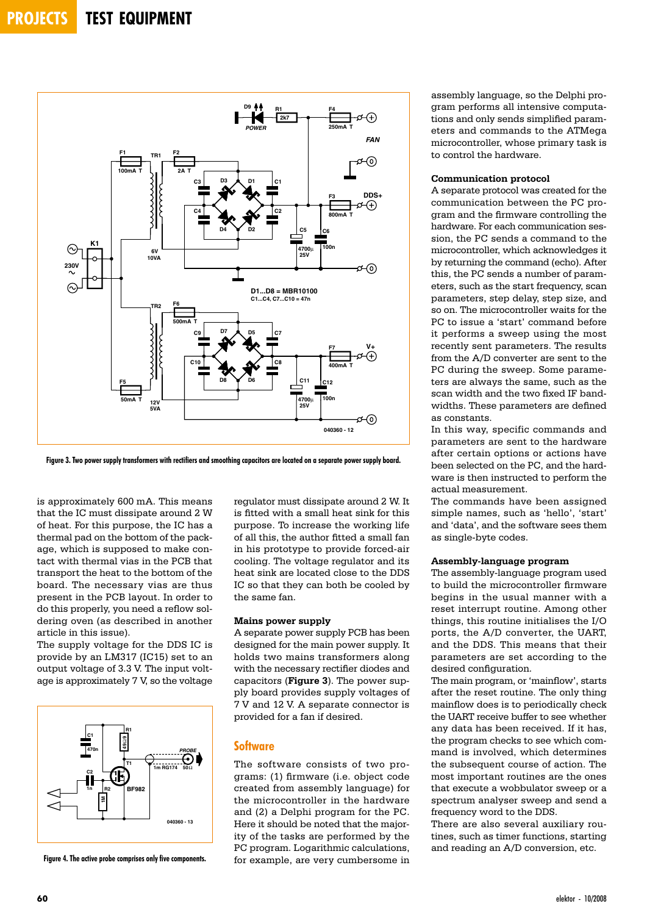Figure 3. Two power supply transformers with rectifiers and smoothing capacitors are located on a separate power supply board.

is approximately 600 mA. This means that the IC must dissipate around 2 W of heat. For this purpose, the IC has a thermal pad on the bottom of the package, which is supposed to make contact with thermal vias in the PCB that transport the heat to the bottom of the board. The necessary vias are thus present in the PCB layout. In order to do this properly, you need a reflow soldering oven (as described in another article in this issue).

The supply voltage for the DDS IC is provide by an LM317 (IC15) set to an output voltage of 3.3 V. The input voltage is approximately 7 V, so the voltage regulator must dissipate around 2 W. It is fitted with a small heat sink for this purpose. To increase the working life of all this, the author fitted a small fan in his prototype to provide forced-air cooling. The voltage regulator and its heat sink are located close to the DDS IC so that they can both be cooled by the same fan.

Figure 4. The active probe comprises only five components.

### Mains power supply

A separate power supply PCB has been designed for the main power supply. It holds two mains transformers along with the necessary rectifier diodes and capacitors (**Figure 3**). The power supply board provides supply voltages of 7 V and 12 V. A separate connector is provided for a fan if desired.

## Software

The software consists of two programs: (1) firmware (i.e. object code created from assembly language) for the microcontroller in the hardware and (2) a Delphi program for the PC. Here it should be noted that the majority of the tasks are performed by the PC program. Logarithmic calculations, for example, are very cumbersome in assembly language, so the Delphi program performs all intensive computations and only sends simplified parameters and commands to the ATMega microcontroller, whose primary task is to control the hardware.

### Communication protocol

A separate protocol was created for the communication between the PC program and the firmware controlling the hardware. For each communication session, the PC sends a command to the microcontroller, which acknowledges it by returning the command (echo). After this, the PC sends a number of parameters, such as the start frequency, scan parameters, step delay, step size, and so on. The microcontroller waits for the PC to issue a 'start' command before it performs a sweep using the most recently sent parameters. The results from the A/D converter are sent to the PC during the sweep. Some parameters are always the same, such as the scan width and the two fixed bandwidths. These parameters are defined as constants.

In this way, specific commands and parameters are sent to the hardware after certain options or actions have been selected on the PC, and the hardware is then instructed to perform the actual measurement.

The commands have been assigned simple names, such as 'hello', 'start' and 'data', and the software sees them as single-byte codes.

### Assembly-language program

The assembly-language program used to build the microcontroller firmware begins in the usual manner with a reset interrupt routine. Among other things, this routine initialises the I/O ports, the A/D converter, the UART, and the DDS. This means that their parameters are set according to the desired configuration.

The main program, or 'mainflow', starts after the reset routine. The only thing mainflow does is to periodically check the UART receive buffer to see whether any data has been received. If it has, the program checks to see which command is involved, which determines the subsequent course of action. The most important routines are the ones that execute a wobbulator sweep or a spectrum analyser sweep and send a frequency word to the DDS.

There are also several auxiliary routines, such as timer functions, starting and reading an A/D conversion, etc.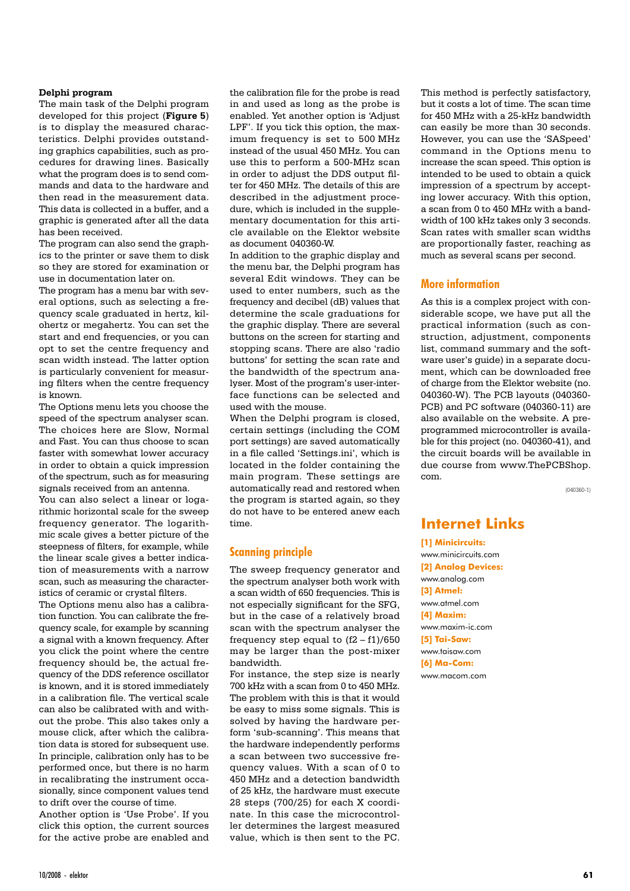### Delphi program

The main task of the Delphi program developed for this project (**Figure 5**) is to display the measured characteristics. Delphi provides outstanding graphics capabilities, such as procedures for drawing lines. Basically what the program does is to send commands and data to the hardware and then read in the measurement data. This data is collected in a buffer, and a graphic is generated after all the data has been received.

The program can also send the graphics to the printer or save them to disk so they are stored for examination or use in documentation later on.

The program has a menu bar with several options, such as selecting a frequency scale graduated in hertz, kilohertz or megahertz. You can set the start and end frequencies, or you can opt to set the centre frequency and scan width instead. The latter option is particularly convenient for measuring filters when the centre frequency is known.

The Options menu lets you choose the speed of the spectrum analyser scan. The choices here are Slow, Normal and Fast. You can thus choose to scan faster with somewhat lower accuracy in order to obtain a quick impression of the spectrum, such as for measuring signals received from an antenna.

You can also select a linear or logarithmic horizontal scale for the sweep frequency generator. The logarithmic scale gives a better picture of the steepness of filters, for example, while the linear scale gives a better indication of measurements with a narrow scan, such as measuring the characteristics of ceramic or crystal filters.

The Options menu also has a calibration function. You can calibrate the frequency scale, for example by scanning a signal with a known frequency. After you click the point where the centre frequency should be, the actual frequency of the DDS reference oscillator is known, and it is stored immediately in a calibration file. The vertical scale can also be calibrated with and without the probe. This also takes only a mouse click, after which the calibration data is stored for subsequent use. In principle, calibration only has to be performed once, but there is no harm in recalibrating the instrument occasionally, since component values tend to drift over the course of time.

Another option is 'Use Probe'. If you click this option, the current sources for the active probe are enabled and the calibration file for the probe is read in and used as long as the probe is enabled. Yet another option is 'Adjust LPF'. If you tick this option, the maximum frequency is set to 500 MHz instead of the usual 450 MHz. You can use this to perform a 500-MHz scan in order to adjust the DDS output filter for 450 MHz. The details of this are described in the adjustment procedure, which is included in the supplementary documentation for this article available on the Elektor website as document 040360-W.

In addition to the graphic display and the menu bar, the Delphi program has several Edit windows. They can be used to enter numbers, such as the frequency and decibel (dB) values that determine the scale graduations for the graphic display. There are several buttons on the screen for starting and stopping scans. There are also 'radio buttons' for setting the scan rate and the bandwidth of the spectrum analyser. Most of the program's user-interface functions can be selected and used with the mouse.

When the Delphi program is closed, certain settings (including the COM port settings) are saved automatically in a file called 'Settings.ini', which is located in the folder containing the main program. These settings are automatically read and restored when the program is started again, so they do not have to be entered anew each time.

## Scanning principle

The sweep frequency generator and the spectrum analyser both work with a scan width of 650 frequencies. This is not especially significant for the SFG, but in the case of a relatively broad scan with the spectrum analyser the frequency step equal to (f2 – f1)/650 may be larger than the post-mixer bandwidth.

For instance, the step size is nearly 700 kHz with a scan from 0 to 450 MHz. The problem with this is that it would be easy to miss some signals. This is solved by having the hardware perform 'sub-scanning'. This means that the hardware independently performs a scan between two successive frequency values. With a scan of 0 to 450 MHz and a detection bandwidth of 25 kHz, the hardware must execute 28 steps (700/25) for each X coordinate. In this case the microcontroller determines the largest measured value, which is then sent to the PC. This method is perfectly satisfactory, but it costs a lot of time. The scan time for 450 MHz with a 25-kHz bandwidth can easily be more than 30 seconds. However, you can use the 'SASpeed' command in the Options menu to increase the scan speed. This option is intended to be used to obtain a quick impression of a spectrum by accepting lower accuracy. With this option, a scan from 0 to 450 MHz with a bandwidth of 100 kHz takes only 3 seconds. Scan rates with smaller scan widths are proportionally faster, reaching as much as several scans per second.

## More information

As this is a complex project with considerable scope, we have put all the practical information (such as construction, adjustment, components list, command summary and the software user's guide) in a separate document, which can be downloaded free of charge from the Elektor website (no. 040360-W). The PCB layouts (040360-PCB) and PC software (040360-11) are also available on the website. A preprogrammed microcontroller is available for this project (no. 040360-41), and the circuit boards will be available in due course from www.ThePCBShop.com.

(040360-1)

## Internet Links

**[1] Minicircuits:**
www.minicircuits.com

**[2] Analog Devices:**
www.analog.com

**[3] Atmel:**
www.atmel.com

**[4] Maxim:**
www.maxim-ic.com

**[5] Tai-Saw:**
www.taisaw.com

**[6] Ma-Com:**
www.macom.com